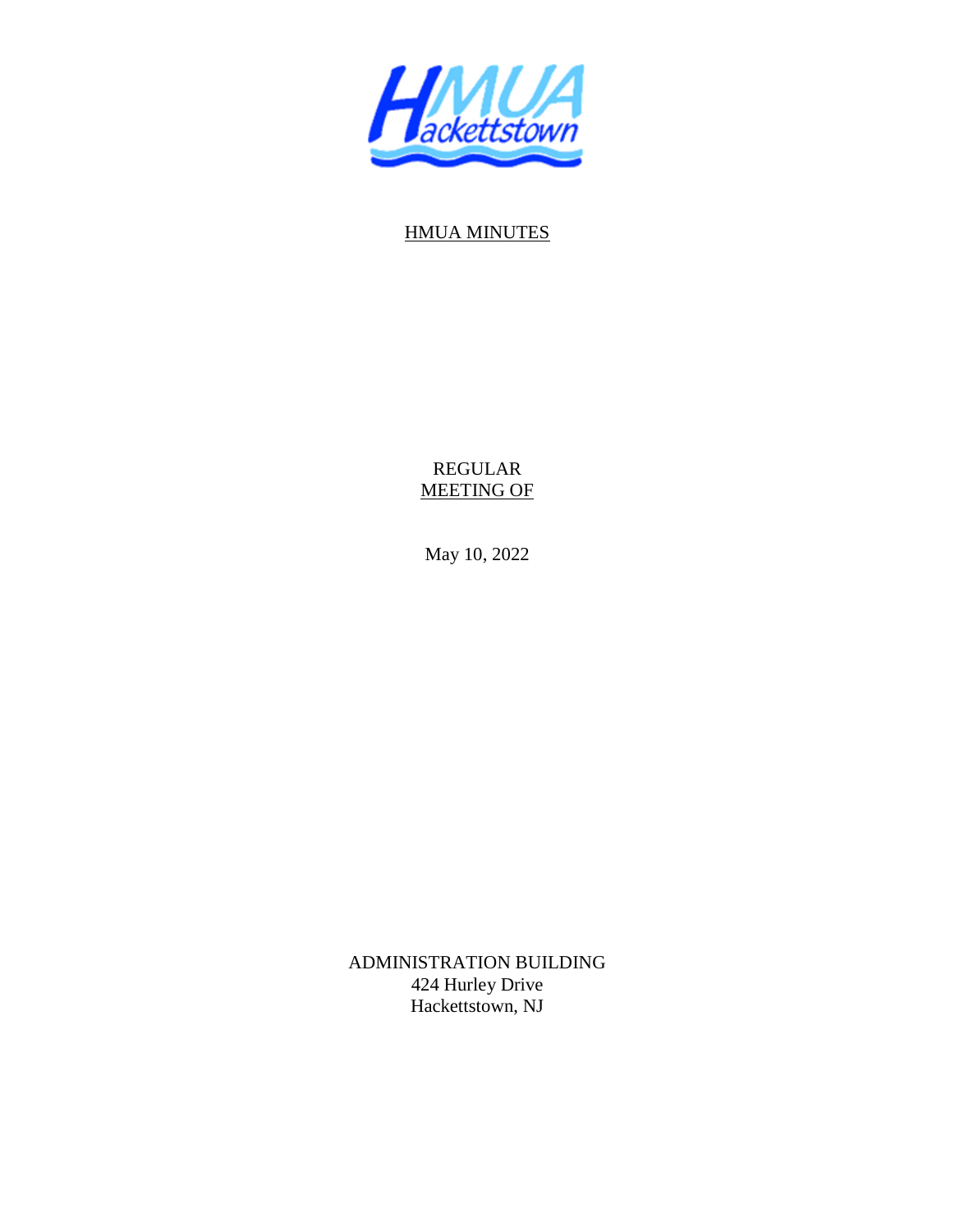HMUA Hackettstown

<u>HMUA MINUTES</u>

REGULAR
<u>MEETING OF</u>

May 10, 2022

ADMINISTRATION BUILDING
424 Hurley Drive
Hackettstown, NJ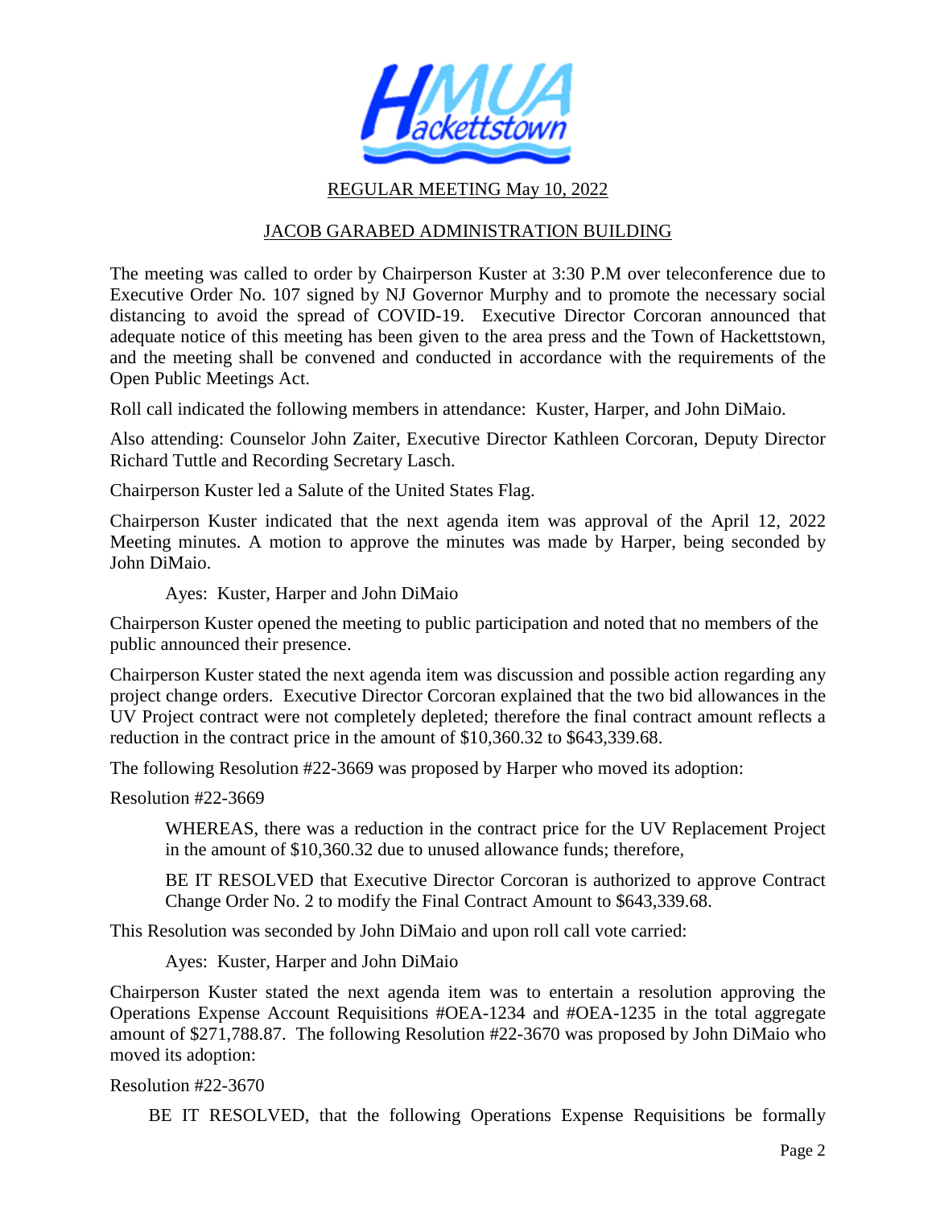REGULAR MEETING May 10, 2022

JACOB GARABED ADMINISTRATION BUILDING

The meeting was called to order by Chairperson Kuster at 3:30 P.M over teleconference due to Executive Order No. 107 signed by NJ Governor Murphy and to promote the necessary social distancing to avoid the spread of COVID-19. Executive Director Corcoran announced that adequate notice of this meeting has been given to the area press and the Town of Hackettstown, and the meeting shall be convened and conducted in accordance with the requirements of the Open Public Meetings Act.

Roll call indicated the following members in attendance: Kuster, Harper, and John DiMaio.

Also attending: Counselor John Zaiter, Executive Director Kathleen Corcoran, Deputy Director Richard Tuttle and Recording Secretary Lasch.

Chairperson Kuster led a Salute of the United States Flag.

Chairperson Kuster indicated that the next agenda item was approval of the April 12, 2022 Meeting minutes. A motion to approve the minutes was made by Harper, being seconded by John DiMaio.

> Ayes: Kuster, Harper and John DiMaio

Chairperson Kuster opened the meeting to public participation and noted that no members of the public announced their presence.

Chairperson Kuster stated the next agenda item was discussion and possible action regarding any project change orders. Executive Director Corcoran explained that the two bid allowances in the UV Project contract were not completely depleted; therefore the final contract amount reflects a reduction in the contract price in the amount of $10,360.32 to $643,339.68.

The following Resolution #22-3669 was proposed by Harper who moved its adoption:

Resolution #22-3669

> WHEREAS, there was a reduction in the contract price for the UV Replacement Project in the amount of $10,360.32 due to unused allowance funds; therefore,
>
> BE IT RESOLVED that Executive Director Corcoran is authorized to approve Contract Change Order No. 2 to modify the Final Contract Amount to $643,339.68.

This Resolution was seconded by John DiMaio and upon roll call vote carried:

> Ayes: Kuster, Harper and John DiMaio

Chairperson Kuster stated the next agenda item was to entertain a resolution approving the Operations Expense Account Requisitions #OEA-1234 and #OEA-1235 in the total aggregate amount of $271,788.87. The following Resolution #22-3670 was proposed by John DiMaio who moved its adoption:

Resolution #22-3670

BE IT RESOLVED, that the following Operations Expense Requisitions be formally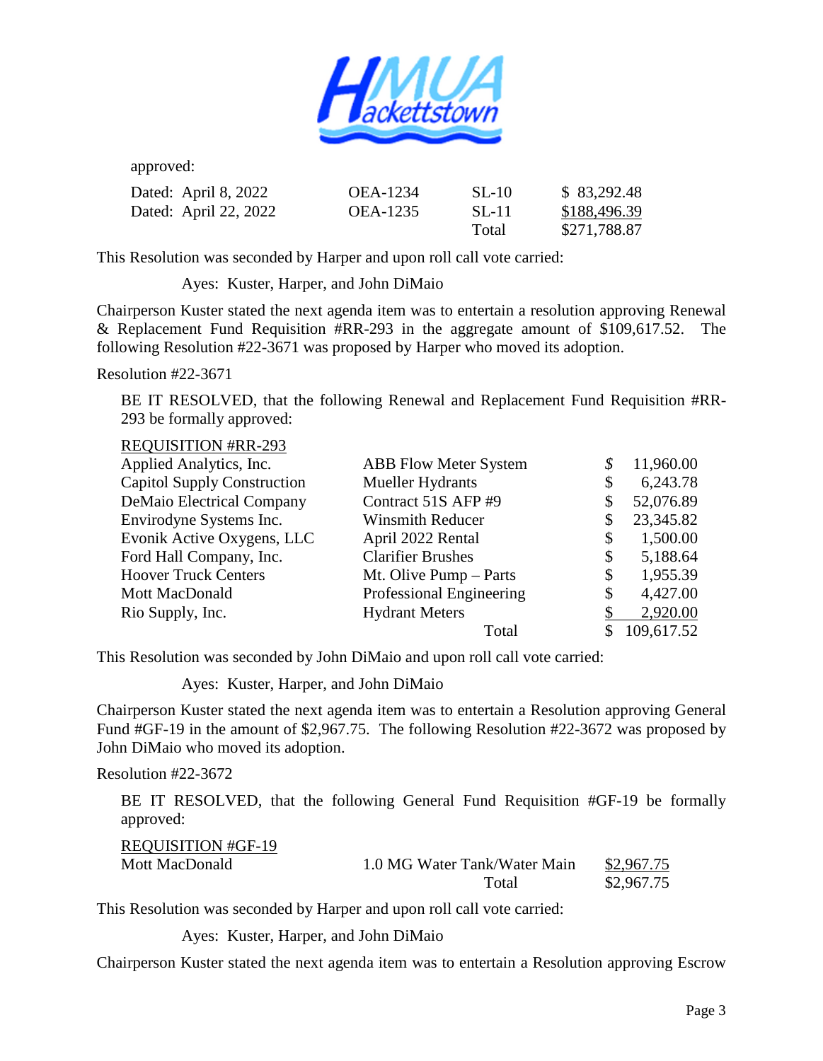approved:

| | | | |
|---|---|---|---|
| Dated: April 8, 2022 | OEA-1234 | SL-10 | $ 83,292.48 |
| Dated: April 22, 2022 | OEA-1235 | SL-11 | $188,496.39 |
| | | Total | $271,788.87 |

This Resolution was seconded by Harper and upon roll call vote carried:

Ayes: Kuster, Harper, and John DiMaio

Chairperson Kuster stated the next agenda item was to entertain a resolution approving Renewal & Replacement Fund Requisition #RR-293 in the aggregate amount of $109,617.52. The following Resolution #22-3671 was proposed by Harper who moved its adoption.

Resolution #22-3671

BE IT RESOLVED, that the following Renewal and Replacement Fund Requisition #RR-293 be formally approved:

REQUISITION #RR-293

| | | |
|---|---|---|
| Applied Analytics, Inc. | ABB Flow Meter System | $ 11,960.00 |
| Capitol Supply Construction | Mueller Hydrants | $ 6,243.78 |
| DeMaio Electrical Company | Contract 51S AFP #9 | $ 52,076.89 |
| Envirodyne Systems Inc. | Winsmith Reducer | $ 23,345.82 |
| Evonik Active Oxygens, LLC | April 2022 Rental | $ 1,500.00 |
| Ford Hall Company, Inc. | Clarifier Brushes | $ 5,188.64 |
| Hoover Truck Centers | Mt. Olive Pump – Parts | $ 1,955.39 |
| Mott MacDonald | Professional Engineering | $ 4,427.00 |
| Rio Supply, Inc. | Hydrant Meters | $ 2,920.00 |
| | Total | $ 109,617.52 |

This Resolution was seconded by John DiMaio and upon roll call vote carried:

Ayes: Kuster, Harper, and John DiMaio

Chairperson Kuster stated the next agenda item was to entertain a Resolution approving General Fund #GF-19 in the amount of $2,967.75. The following Resolution #22-3672 was proposed by John DiMaio who moved its adoption.

Resolution #22-3672

BE IT RESOLVED, that the following General Fund Requisition #GF-19 be formally approved:

REQUISITION #GF-19

| | | |
|---|---|---|
| Mott MacDonald | 1.0 MG Water Tank/Water Main | $2,967.75 |
| | Total | $2,967.75 |

This Resolution was seconded by Harper and upon roll call vote carried:

Ayes: Kuster, Harper, and John DiMaio

Chairperson Kuster stated the next agenda item was to entertain a Resolution approving Escrow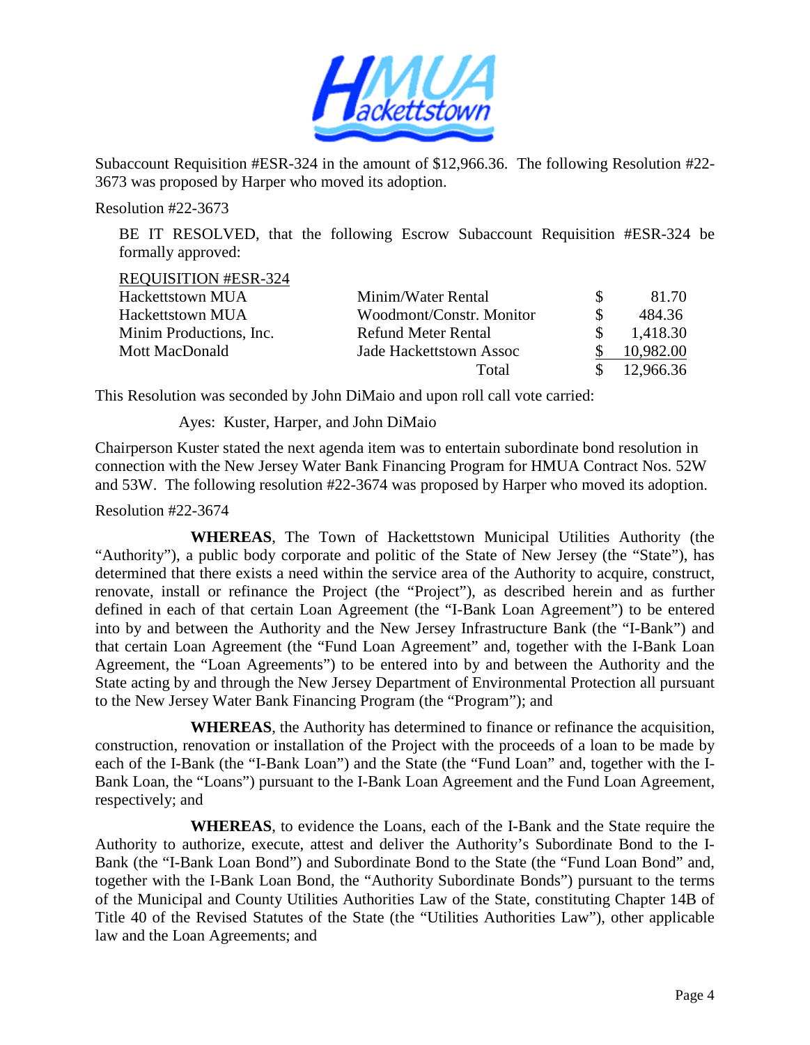Subaccount Requisition #ESR-324 in the amount of $12,966.36. The following Resolution #22-3673 was proposed by Harper who moved its adoption.

Resolution #22-3673

> BE IT RESOLVED, that the following Escrow Subaccount Requisition #ESR-324 be formally approved:

| REQUISITION #ESR-324 | | | |
|---|---|---|---|
| Hackettstown MUA | Minim/Water Rental | $ | 81.70 |
| Hackettstown MUA | Woodmont/Constr. Monitor | $ | 484.36 |
| Minim Productions, Inc. | Refund Meter Rental | $ | 1,418.30 |
| Mott MacDonald | Jade Hackettstown Assoc | $ | 10,982.00 |
| | Total | $ | 12,966.36 |

This Resolution was seconded by John DiMaio and upon roll call vote carried:

Ayes: Kuster, Harper, and John DiMaio

Chairperson Kuster stated the next agenda item was to entertain subordinate bond resolution in connection with the New Jersey Water Bank Financing Program for HMUA Contract Nos. 52W and 53W. The following resolution #22-3674 was proposed by Harper who moved its adoption.

Resolution #22-3674

**WHEREAS**, The Town of Hackettstown Municipal Utilities Authority (the "Authority"), a public body corporate and politic of the State of New Jersey (the "State"), has determined that there exists a need within the service area of the Authority to acquire, construct, renovate, install or refinance the Project (the "Project"), as described herein and as further defined in each of that certain Loan Agreement (the "I-Bank Loan Agreement") to be entered into by and between the Authority and the New Jersey Infrastructure Bank (the "I-Bank") and that certain Loan Agreement (the "Fund Loan Agreement" and, together with the I-Bank Loan Agreement, the "Loan Agreements") to be entered into by and between the Authority and the State acting by and through the New Jersey Department of Environmental Protection all pursuant to the New Jersey Water Bank Financing Program (the "Program"); and

**WHEREAS**, the Authority has determined to finance or refinance the acquisition, construction, renovation or installation of the Project with the proceeds of a loan to be made by each of the I-Bank (the "I-Bank Loan") and the State (the "Fund Loan" and, together with the I-Bank Loan, the "Loans") pursuant to the I-Bank Loan Agreement and the Fund Loan Agreement, respectively; and

**WHEREAS**, to evidence the Loans, each of the I-Bank and the State require the Authority to authorize, execute, attest and deliver the Authority's Subordinate Bond to the I-Bank (the "I-Bank Loan Bond") and Subordinate Bond to the State (the "Fund Loan Bond" and, together with the I-Bank Loan Bond, the "Authority Subordinate Bonds") pursuant to the terms of the Municipal and County Utilities Authorities Law of the State, constituting Chapter 14B of Title 40 of the Revised Statutes of the State (the "Utilities Authorities Law"), other applicable law and the Loan Agreements; and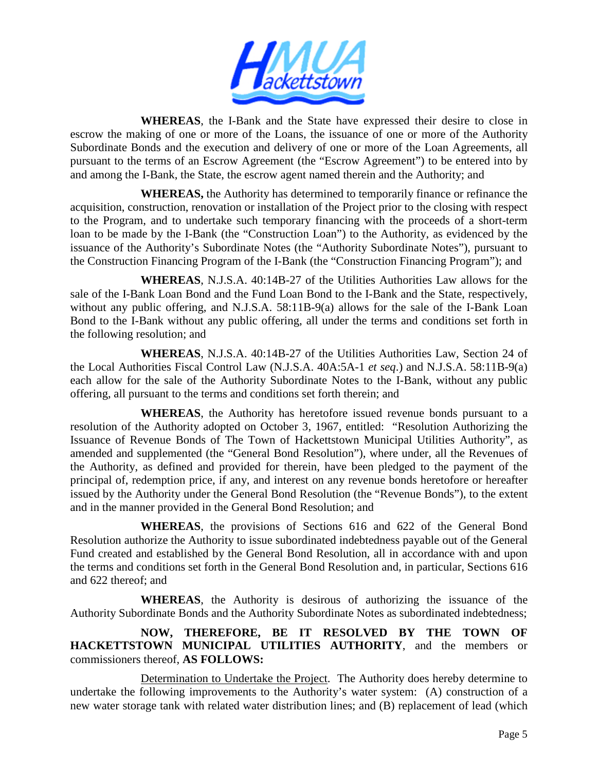**WHEREAS**, the I-Bank and the State have expressed their desire to close in escrow the making of one or more of the Loans, the issuance of one or more of the Authority Subordinate Bonds and the execution and delivery of one or more of the Loan Agreements, all pursuant to the terms of an Escrow Agreement (the "Escrow Agreement") to be entered into by and among the I-Bank, the State, the escrow agent named therein and the Authority; and

**WHEREAS,** the Authority has determined to temporarily finance or refinance the acquisition, construction, renovation or installation of the Project prior to the closing with respect to the Program, and to undertake such temporary financing with the proceeds of a short-term loan to be made by the I-Bank (the "Construction Loan") to the Authority, as evidenced by the issuance of the Authority's Subordinate Notes (the "Authority Subordinate Notes"), pursuant to the Construction Financing Program of the I-Bank (the "Construction Financing Program"); and

**WHEREAS**, N.J.S.A. 40:14B-27 of the Utilities Authorities Law allows for the sale of the I-Bank Loan Bond and the Fund Loan Bond to the I-Bank and the State, respectively, without any public offering, and N.J.S.A. 58:11B-9(a) allows for the sale of the I-Bank Loan Bond to the I-Bank without any public offering, all under the terms and conditions set forth in the following resolution; and

**WHEREAS**, N.J.S.A. 40:14B-27 of the Utilities Authorities Law, Section 24 of the Local Authorities Fiscal Control Law (N.J.S.A. 40A:5A-1 *et seq*.) and N.J.S.A. 58:11B-9(a) each allow for the sale of the Authority Subordinate Notes to the I-Bank, without any public offering, all pursuant to the terms and conditions set forth therein; and

**WHEREAS**, the Authority has heretofore issued revenue bonds pursuant to a resolution of the Authority adopted on October 3, 1967, entitled: "Resolution Authorizing the Issuance of Revenue Bonds of The Town of Hackettstown Municipal Utilities Authority", as amended and supplemented (the "General Bond Resolution"), where under, all the Revenues of the Authority, as defined and provided for therein, have been pledged to the payment of the principal of, redemption price, if any, and interest on any revenue bonds heretofore or hereafter issued by the Authority under the General Bond Resolution (the "Revenue Bonds"), to the extent and in the manner provided in the General Bond Resolution; and

**WHEREAS**, the provisions of Sections 616 and 622 of the General Bond Resolution authorize the Authority to issue subordinated indebtedness payable out of the General Fund created and established by the General Bond Resolution, all in accordance with and upon the terms and conditions set forth in the General Bond Resolution and, in particular, Sections 616 and 622 thereof; and

**WHEREAS**, the Authority is desirous of authorizing the issuance of the Authority Subordinate Bonds and the Authority Subordinate Notes as subordinated indebtedness;

**NOW, THEREFORE, BE IT RESOLVED BY THE TOWN OF HACKETTSTOWN MUNICIPAL UTILITIES AUTHORITY**, and the members or commissioners thereof, **AS FOLLOWS:**

Determination to Undertake the Project. The Authority does hereby determine to undertake the following improvements to the Authority's water system: (A) construction of a new water storage tank with related water distribution lines; and (B) replacement of lead (which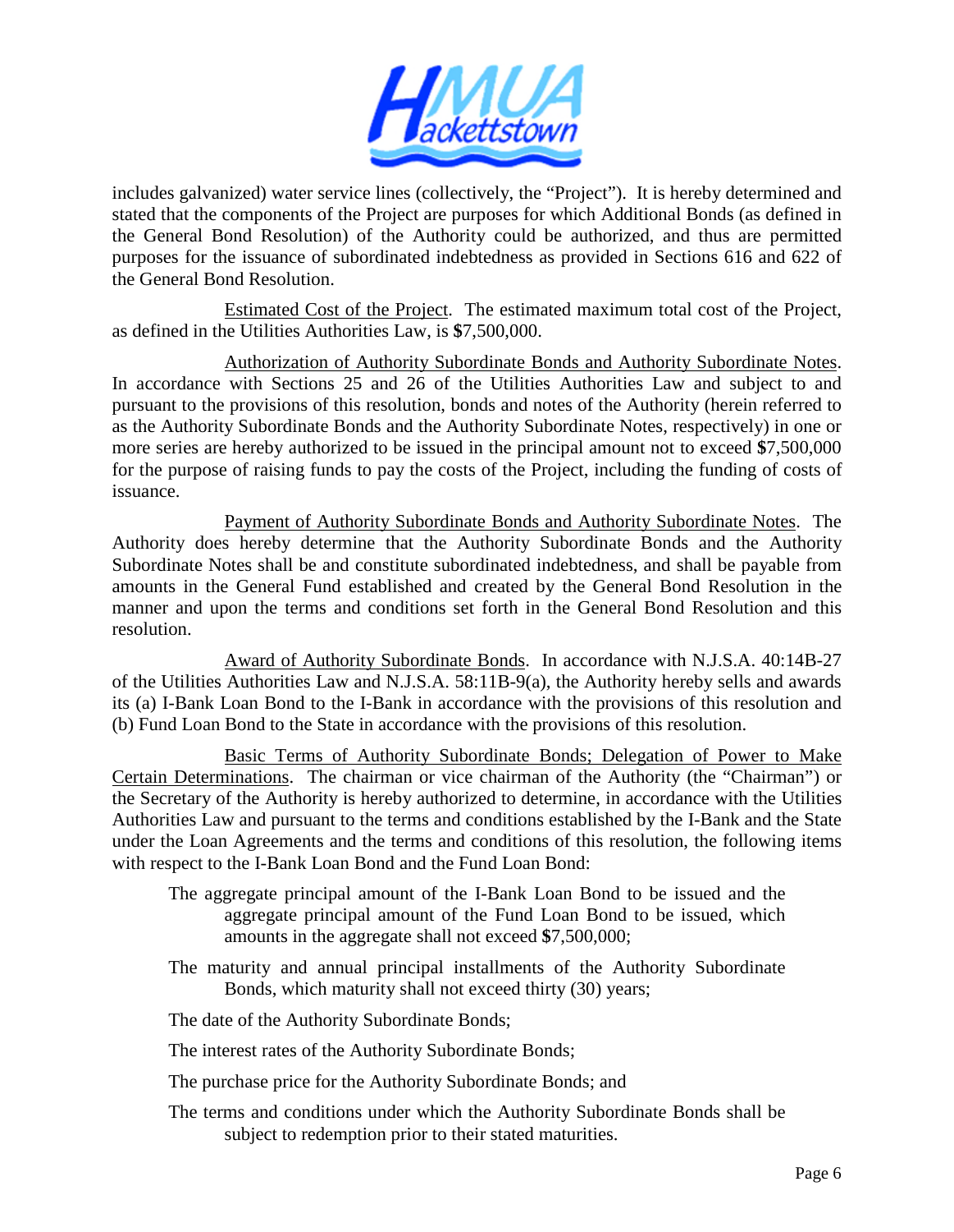includes galvanized) water service lines (collectively, the "Project"). It is hereby determined and stated that the components of the Project are purposes for which Additional Bonds (as defined in the General Bond Resolution) of the Authority could be authorized, and thus are permitted purposes for the issuance of subordinated indebtedness as provided in Sections 616 and 622 of the General Bond Resolution.

Estimated Cost of the Project. The estimated maximum total cost of the Project, as defined in the Utilities Authorities Law, is **$**7,500,000.

Authorization of Authority Subordinate Bonds and Authority Subordinate Notes. In accordance with Sections 25 and 26 of the Utilities Authorities Law and subject to and pursuant to the provisions of this resolution, bonds and notes of the Authority (herein referred to as the Authority Subordinate Bonds and the Authority Subordinate Notes, respectively) in one or more series are hereby authorized to be issued in the principal amount not to exceed **$**7,500,000 for the purpose of raising funds to pay the costs of the Project, including the funding of costs of issuance.

Payment of Authority Subordinate Bonds and Authority Subordinate Notes. The Authority does hereby determine that the Authority Subordinate Bonds and the Authority Subordinate Notes shall be and constitute subordinated indebtedness, and shall be payable from amounts in the General Fund established and created by the General Bond Resolution in the manner and upon the terms and conditions set forth in the General Bond Resolution and this resolution.

Award of Authority Subordinate Bonds. In accordance with N.J.S.A. 40:14B-27 of the Utilities Authorities Law and N.J.S.A. 58:11B-9(a), the Authority hereby sells and awards its (a) I-Bank Loan Bond to the I-Bank in accordance with the provisions of this resolution and (b) Fund Loan Bond to the State in accordance with the provisions of this resolution.

Basic Terms of Authority Subordinate Bonds; Delegation of Power to Make Certain Determinations. The chairman or vice chairman of the Authority (the "Chairman") or the Secretary of the Authority is hereby authorized to determine, in accordance with the Utilities Authorities Law and pursuant to the terms and conditions established by the I-Bank and the State under the Loan Agreements and the terms and conditions of this resolution, the following items with respect to the I-Bank Loan Bond and the Fund Loan Bond:

The aggregate principal amount of the I-Bank Loan Bond to be issued and the aggregate principal amount of the Fund Loan Bond to be issued, which amounts in the aggregate shall not exceed **$**7,500,000;

The maturity and annual principal installments of the Authority Subordinate Bonds, which maturity shall not exceed thirty (30) years;

The date of the Authority Subordinate Bonds;

The interest rates of the Authority Subordinate Bonds;

The purchase price for the Authority Subordinate Bonds; and

The terms and conditions under which the Authority Subordinate Bonds shall be subject to redemption prior to their stated maturities.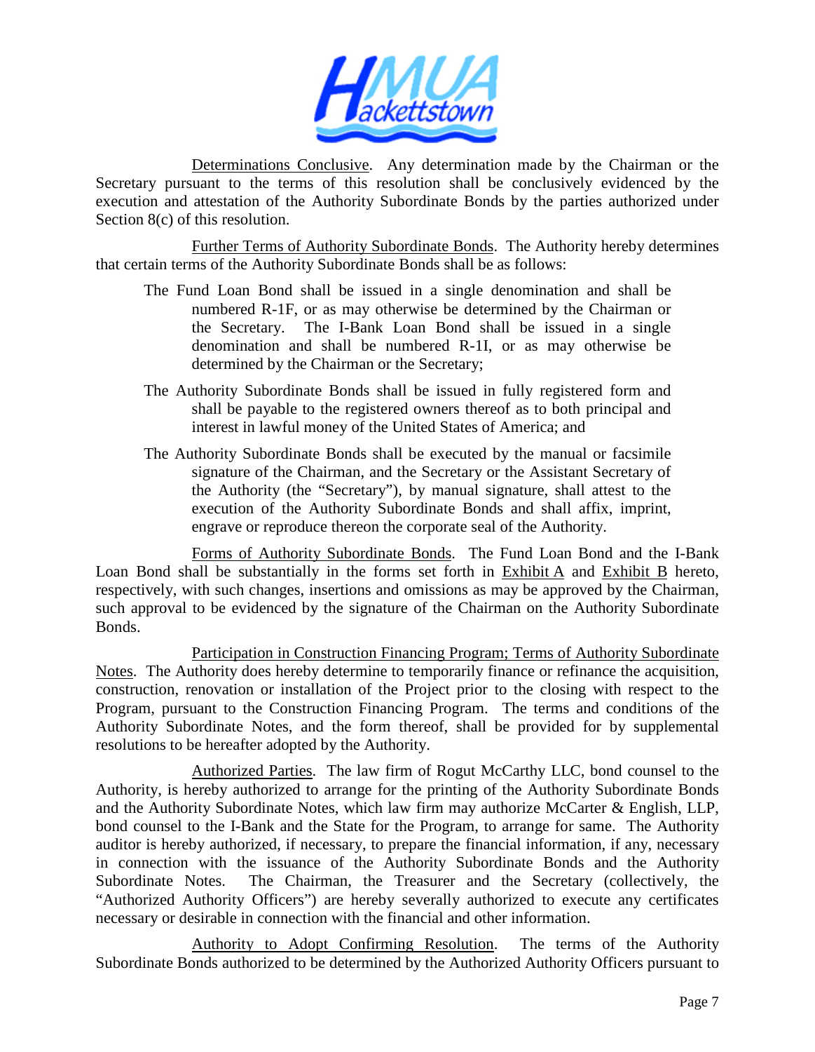Determinations Conclusive. Any determination made by the Chairman or the Secretary pursuant to the terms of this resolution shall be conclusively evidenced by the execution and attestation of the Authority Subordinate Bonds by the parties authorized under Section 8(c) of this resolution.

Further Terms of Authority Subordinate Bonds. The Authority hereby determines that certain terms of the Authority Subordinate Bonds shall be as follows:

The Fund Loan Bond shall be issued in a single denomination and shall be numbered R-1F, or as may otherwise be determined by the Chairman or the Secretary. The I-Bank Loan Bond shall be issued in a single denomination and shall be numbered R-1I, or as may otherwise be determined by the Chairman or the Secretary;

The Authority Subordinate Bonds shall be issued in fully registered form and shall be payable to the registered owners thereof as to both principal and interest in lawful money of the United States of America; and

The Authority Subordinate Bonds shall be executed by the manual or facsimile signature of the Chairman, and the Secretary or the Assistant Secretary of the Authority (the "Secretary"), by manual signature, shall attest to the execution of the Authority Subordinate Bonds and shall affix, imprint, engrave or reproduce thereon the corporate seal of the Authority.

Forms of Authority Subordinate Bonds. The Fund Loan Bond and the I-Bank Loan Bond shall be substantially in the forms set forth in Exhibit A and Exhibit B hereto, respectively, with such changes, insertions and omissions as may be approved by the Chairman, such approval to be evidenced by the signature of the Chairman on the Authority Subordinate Bonds.

Participation in Construction Financing Program; Terms of Authority Subordinate Notes. The Authority does hereby determine to temporarily finance or refinance the acquisition, construction, renovation or installation of the Project prior to the closing with respect to the Program, pursuant to the Construction Financing Program. The terms and conditions of the Authority Subordinate Notes, and the form thereof, shall be provided for by supplemental resolutions to be hereafter adopted by the Authority.

Authorized Parties. The law firm of Rogut McCarthy LLC, bond counsel to the Authority, is hereby authorized to arrange for the printing of the Authority Subordinate Bonds and the Authority Subordinate Notes, which law firm may authorize McCarter & English, LLP, bond counsel to the I-Bank and the State for the Program, to arrange for same. The Authority auditor is hereby authorized, if necessary, to prepare the financial information, if any, necessary in connection with the issuance of the Authority Subordinate Bonds and the Authority Subordinate Notes. The Chairman, the Treasurer and the Secretary (collectively, the "Authorized Authority Officers") are hereby severally authorized to execute any certificates necessary or desirable in connection with the financial and other information.

Authority to Adopt Confirming Resolution. The terms of the Authority Subordinate Bonds authorized to be determined by the Authorized Authority Officers pursuant to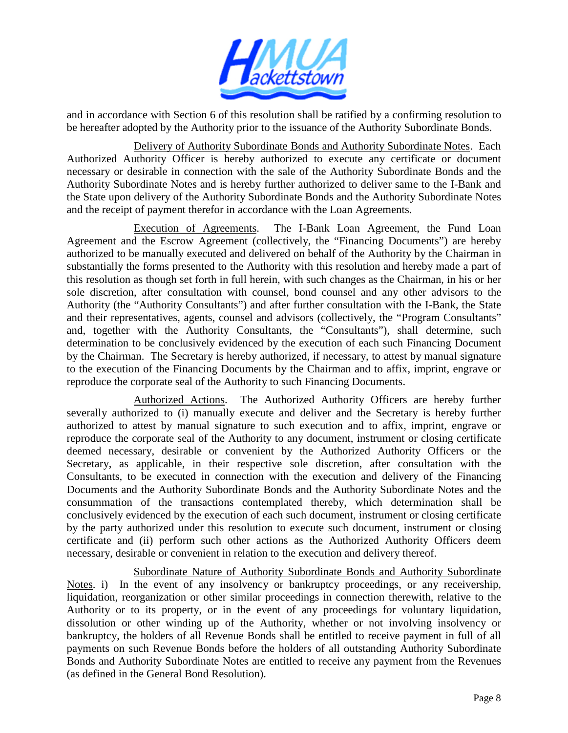and in accordance with Section 6 of this resolution shall be ratified by a confirming resolution to be hereafter adopted by the Authority prior to the issuance of the Authority Subordinate Bonds.

Delivery of Authority Subordinate Bonds and Authority Subordinate Notes. Each Authorized Authority Officer is hereby authorized to execute any certificate or document necessary or desirable in connection with the sale of the Authority Subordinate Bonds and the Authority Subordinate Notes and is hereby further authorized to deliver same to the I-Bank and the State upon delivery of the Authority Subordinate Bonds and the Authority Subordinate Notes and the receipt of payment therefor in accordance with the Loan Agreements.

Execution of Agreements. The I-Bank Loan Agreement, the Fund Loan Agreement and the Escrow Agreement (collectively, the "Financing Documents") are hereby authorized to be manually executed and delivered on behalf of the Authority by the Chairman in substantially the forms presented to the Authority with this resolution and hereby made a part of this resolution as though set forth in full herein, with such changes as the Chairman, in his or her sole discretion, after consultation with counsel, bond counsel and any other advisors to the Authority (the "Authority Consultants") and after further consultation with the I-Bank, the State and their representatives, agents, counsel and advisors (collectively, the "Program Consultants" and, together with the Authority Consultants, the "Consultants"), shall determine, such determination to be conclusively evidenced by the execution of each such Financing Document by the Chairman. The Secretary is hereby authorized, if necessary, to attest by manual signature to the execution of the Financing Documents by the Chairman and to affix, imprint, engrave or reproduce the corporate seal of the Authority to such Financing Documents.

Authorized Actions. The Authorized Authority Officers are hereby further severally authorized to (i) manually execute and deliver and the Secretary is hereby further authorized to attest by manual signature to such execution and to affix, imprint, engrave or reproduce the corporate seal of the Authority to any document, instrument or closing certificate deemed necessary, desirable or convenient by the Authorized Authority Officers or the Secretary, as applicable, in their respective sole discretion, after consultation with the Consultants, to be executed in connection with the execution and delivery of the Financing Documents and the Authority Subordinate Bonds and the Authority Subordinate Notes and the consummation of the transactions contemplated thereby, which determination shall be conclusively evidenced by the execution of each such document, instrument or closing certificate by the party authorized under this resolution to execute such document, instrument or closing certificate and (ii) perform such other actions as the Authorized Authority Officers deem necessary, desirable or convenient in relation to the execution and delivery thereof.

Subordinate Nature of Authority Subordinate Bonds and Authority Subordinate Notes. i) In the event of any insolvency or bankruptcy proceedings, or any receivership, liquidation, reorganization or other similar proceedings in connection therewith, relative to the Authority or to its property, or in the event of any proceedings for voluntary liquidation, dissolution or other winding up of the Authority, whether or not involving insolvency or bankruptcy, the holders of all Revenue Bonds shall be entitled to receive payment in full of all payments on such Revenue Bonds before the holders of all outstanding Authority Subordinate Bonds and Authority Subordinate Notes are entitled to receive any payment from the Revenues (as defined in the General Bond Resolution).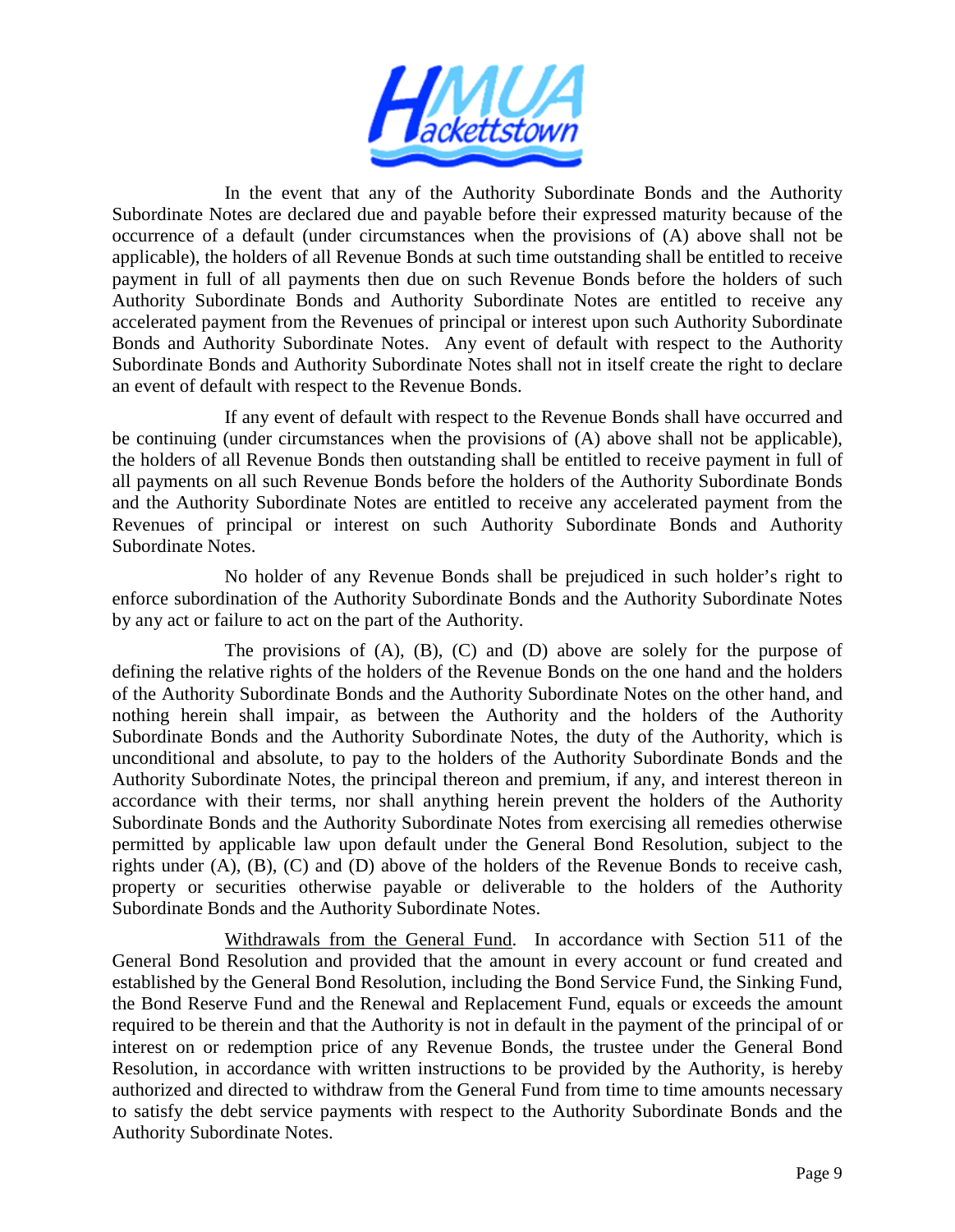In the event that any of the Authority Subordinate Bonds and the Authority Subordinate Notes are declared due and payable before their expressed maturity because of the occurrence of a default (under circumstances when the provisions of (A) above shall not be applicable), the holders of all Revenue Bonds at such time outstanding shall be entitled to receive payment in full of all payments then due on such Revenue Bonds before the holders of such Authority Subordinate Bonds and Authority Subordinate Notes are entitled to receive any accelerated payment from the Revenues of principal or interest upon such Authority Subordinate Bonds and Authority Subordinate Notes. Any event of default with respect to the Authority Subordinate Bonds and Authority Subordinate Notes shall not in itself create the right to declare an event of default with respect to the Revenue Bonds.

If any event of default with respect to the Revenue Bonds shall have occurred and be continuing (under circumstances when the provisions of (A) above shall not be applicable), the holders of all Revenue Bonds then outstanding shall be entitled to receive payment in full of all payments on all such Revenue Bonds before the holders of the Authority Subordinate Bonds and the Authority Subordinate Notes are entitled to receive any accelerated payment from the Revenues of principal or interest on such Authority Subordinate Bonds and Authority Subordinate Notes.

No holder of any Revenue Bonds shall be prejudiced in such holder's right to enforce subordination of the Authority Subordinate Bonds and the Authority Subordinate Notes by any act or failure to act on the part of the Authority.

The provisions of (A), (B), (C) and (D) above are solely for the purpose of defining the relative rights of the holders of the Revenue Bonds on the one hand and the holders of the Authority Subordinate Bonds and the Authority Subordinate Notes on the other hand, and nothing herein shall impair, as between the Authority and the holders of the Authority Subordinate Bonds and the Authority Subordinate Notes, the duty of the Authority, which is unconditional and absolute, to pay to the holders of the Authority Subordinate Bonds and the Authority Subordinate Notes, the principal thereon and premium, if any, and interest thereon in accordance with their terms, nor shall anything herein prevent the holders of the Authority Subordinate Bonds and the Authority Subordinate Notes from exercising all remedies otherwise permitted by applicable law upon default under the General Bond Resolution, subject to the rights under (A), (B), (C) and (D) above of the holders of the Revenue Bonds to receive cash, property or securities otherwise payable or deliverable to the holders of the Authority Subordinate Bonds and the Authority Subordinate Notes.

<u>Withdrawals from the General Fund</u>. In accordance with Section 511 of the General Bond Resolution and provided that the amount in every account or fund created and established by the General Bond Resolution, including the Bond Service Fund, the Sinking Fund, the Bond Reserve Fund and the Renewal and Replacement Fund, equals or exceeds the amount required to be therein and that the Authority is not in default in the payment of the principal of or interest on or redemption price of any Revenue Bonds, the trustee under the General Bond Resolution, in accordance with written instructions to be provided by the Authority, is hereby authorized and directed to withdraw from the General Fund from time to time amounts necessary to satisfy the debt service payments with respect to the Authority Subordinate Bonds and the Authority Subordinate Notes.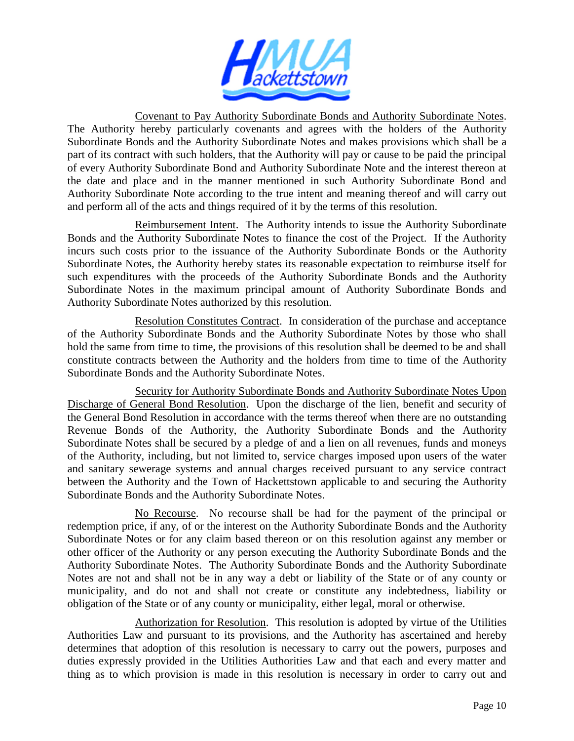Covenant to Pay Authority Subordinate Bonds and Authority Subordinate Notes. The Authority hereby particularly covenants and agrees with the holders of the Authority Subordinate Bonds and the Authority Subordinate Notes and makes provisions which shall be a part of its contract with such holders, that the Authority will pay or cause to be paid the principal of every Authority Subordinate Bond and Authority Subordinate Note and the interest thereon at the date and place and in the manner mentioned in such Authority Subordinate Bond and Authority Subordinate Note according to the true intent and meaning thereof and will carry out and perform all of the acts and things required of it by the terms of this resolution.

Reimbursement Intent. The Authority intends to issue the Authority Subordinate Bonds and the Authority Subordinate Notes to finance the cost of the Project. If the Authority incurs such costs prior to the issuance of the Authority Subordinate Bonds or the Authority Subordinate Notes, the Authority hereby states its reasonable expectation to reimburse itself for such expenditures with the proceeds of the Authority Subordinate Bonds and the Authority Subordinate Notes in the maximum principal amount of Authority Subordinate Bonds and Authority Subordinate Notes authorized by this resolution.

Resolution Constitutes Contract. In consideration of the purchase and acceptance of the Authority Subordinate Bonds and the Authority Subordinate Notes by those who shall hold the same from time to time, the provisions of this resolution shall be deemed to be and shall constitute contracts between the Authority and the holders from time to time of the Authority Subordinate Bonds and the Authority Subordinate Notes.

Security for Authority Subordinate Bonds and Authority Subordinate Notes Upon Discharge of General Bond Resolution. Upon the discharge of the lien, benefit and security of the General Bond Resolution in accordance with the terms thereof when there are no outstanding Revenue Bonds of the Authority, the Authority Subordinate Bonds and the Authority Subordinate Notes shall be secured by a pledge of and a lien on all revenues, funds and moneys of the Authority, including, but not limited to, service charges imposed upon users of the water and sanitary sewerage systems and annual charges received pursuant to any service contract between the Authority and the Town of Hackettstown applicable to and securing the Authority Subordinate Bonds and the Authority Subordinate Notes.

No Recourse. No recourse shall be had for the payment of the principal or redemption price, if any, of or the interest on the Authority Subordinate Bonds and the Authority Subordinate Notes or for any claim based thereon or on this resolution against any member or other officer of the Authority or any person executing the Authority Subordinate Bonds and the Authority Subordinate Notes. The Authority Subordinate Bonds and the Authority Subordinate Notes are not and shall not be in any way a debt or liability of the State or of any county or municipality, and do not and shall not create or constitute any indebtedness, liability or obligation of the State or of any county or municipality, either legal, moral or otherwise.

Authorization for Resolution. This resolution is adopted by virtue of the Utilities Authorities Law and pursuant to its provisions, and the Authority has ascertained and hereby determines that adoption of this resolution is necessary to carry out the powers, purposes and duties expressly provided in the Utilities Authorities Law and that each and every matter and thing as to which provision is made in this resolution is necessary in order to carry out and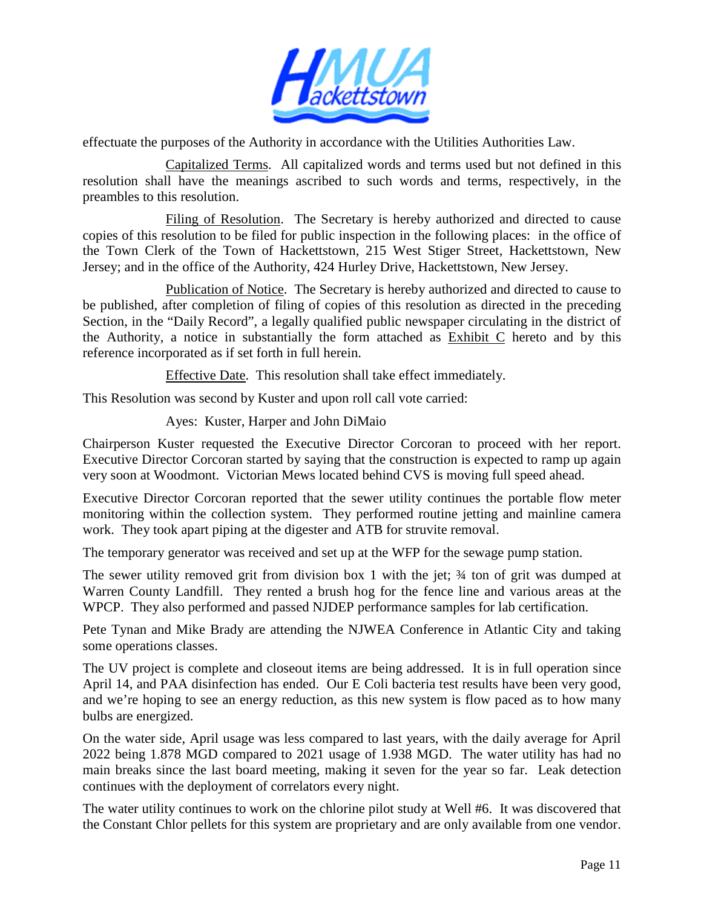effectuate the purposes of the Authority in accordance with the Utilities Authorities Law.

Capitalized Terms. All capitalized words and terms used but not defined in this resolution shall have the meanings ascribed to such words and terms, respectively, in the preambles to this resolution.

Filing of Resolution. The Secretary is hereby authorized and directed to cause copies of this resolution to be filed for public inspection in the following places: in the office of the Town Clerk of the Town of Hackettstown, 215 West Stiger Street, Hackettstown, New Jersey; and in the office of the Authority, 424 Hurley Drive, Hackettstown, New Jersey.

Publication of Notice. The Secretary is hereby authorized and directed to cause to be published, after completion of filing of copies of this resolution as directed in the preceding Section, in the "Daily Record", a legally qualified public newspaper circulating in the district of the Authority, a notice in substantially the form attached as Exhibit C hereto and by this reference incorporated as if set forth in full herein.

Effective Date. This resolution shall take effect immediately.

This Resolution was second by Kuster and upon roll call vote carried:

Ayes: Kuster, Harper and John DiMaio

Chairperson Kuster requested the Executive Director Corcoran to proceed with her report. Executive Director Corcoran started by saying that the construction is expected to ramp up again very soon at Woodmont. Victorian Mews located behind CVS is moving full speed ahead.

Executive Director Corcoran reported that the sewer utility continues the portable flow meter monitoring within the collection system. They performed routine jetting and mainline camera work. They took apart piping at the digester and ATB for struvite removal.

The temporary generator was received and set up at the WFP for the sewage pump station.

The sewer utility removed grit from division box 1 with the jet; ¾ ton of grit was dumped at Warren County Landfill. They rented a brush hog for the fence line and various areas at the WPCP. They also performed and passed NJDEP performance samples for lab certification.

Pete Tynan and Mike Brady are attending the NJWEA Conference in Atlantic City and taking some operations classes.

The UV project is complete and closeout items are being addressed. It is in full operation since April 14, and PAA disinfection has ended. Our E Coli bacteria test results have been very good, and we're hoping to see an energy reduction, as this new system is flow paced as to how many bulbs are energized.

On the water side, April usage was less compared to last years, with the daily average for April 2022 being 1.878 MGD compared to 2021 usage of 1.938 MGD. The water utility has had no main breaks since the last board meeting, making it seven for the year so far. Leak detection continues with the deployment of correlators every night.

The water utility continues to work on the chlorine pilot study at Well #6. It was discovered that the Constant Chlor pellets for this system are proprietary and are only available from one vendor.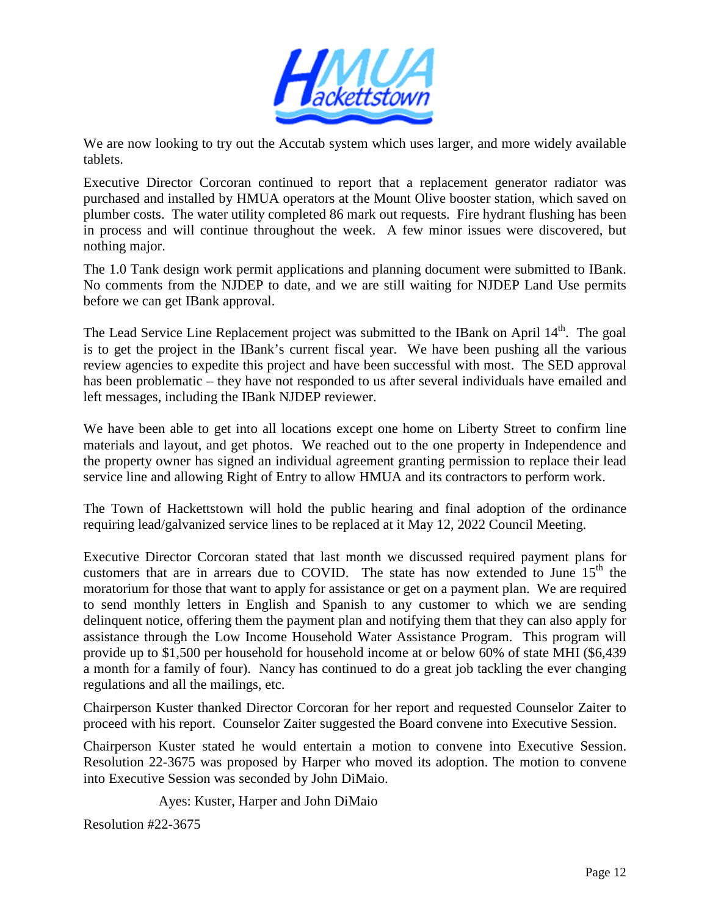We are now looking to try out the Accutab system which uses larger, and more widely available tablets.

Executive Director Corcoran continued to report that a replacement generator radiator was purchased and installed by HMUA operators at the Mount Olive booster station, which saved on plumber costs. The water utility completed 86 mark out requests. Fire hydrant flushing has been in process and will continue throughout the week. A few minor issues were discovered, but nothing major.

The 1.0 Tank design work permit applications and planning document were submitted to IBank. No comments from the NJDEP to date, and we are still waiting for NJDEP Land Use permits before we can get IBank approval.

The Lead Service Line Replacement project was submitted to the IBank on April 14th. The goal is to get the project in the IBank's current fiscal year. We have been pushing all the various review agencies to expedite this project and have been successful with most. The SED approval has been problematic – they have not responded to us after several individuals have emailed and left messages, including the IBank NJDEP reviewer.

We have been able to get into all locations except one home on Liberty Street to confirm line materials and layout, and get photos. We reached out to the one property in Independence and the property owner has signed an individual agreement granting permission to replace their lead service line and allowing Right of Entry to allow HMUA and its contractors to perform work.

The Town of Hackettstown will hold the public hearing and final adoption of the ordinance requiring lead/galvanized service lines to be replaced at it May 12, 2022 Council Meeting.

Executive Director Corcoran stated that last month we discussed required payment plans for customers that are in arrears due to COVID. The state has now extended to June 15th the moratorium for those that want to apply for assistance or get on a payment plan. We are required to send monthly letters in English and Spanish to any customer to which we are sending delinquent notice, offering them the payment plan and notifying them that they can also apply for assistance through the Low Income Household Water Assistance Program. This program will provide up to $1,500 per household for household income at or below 60% of state MHI ($6,439 a month for a family of four). Nancy has continued to do a great job tackling the ever changing regulations and all the mailings, etc.

Chairperson Kuster thanked Director Corcoran for her report and requested Counselor Zaiter to proceed with his report. Counselor Zaiter suggested the Board convene into Executive Session.

Chairperson Kuster stated he would entertain a motion to convene into Executive Session. Resolution 22-3675 was proposed by Harper who moved its adoption. The motion to convene into Executive Session was seconded by John DiMaio.

Ayes: Kuster, Harper and John DiMaio

Resolution #22-3675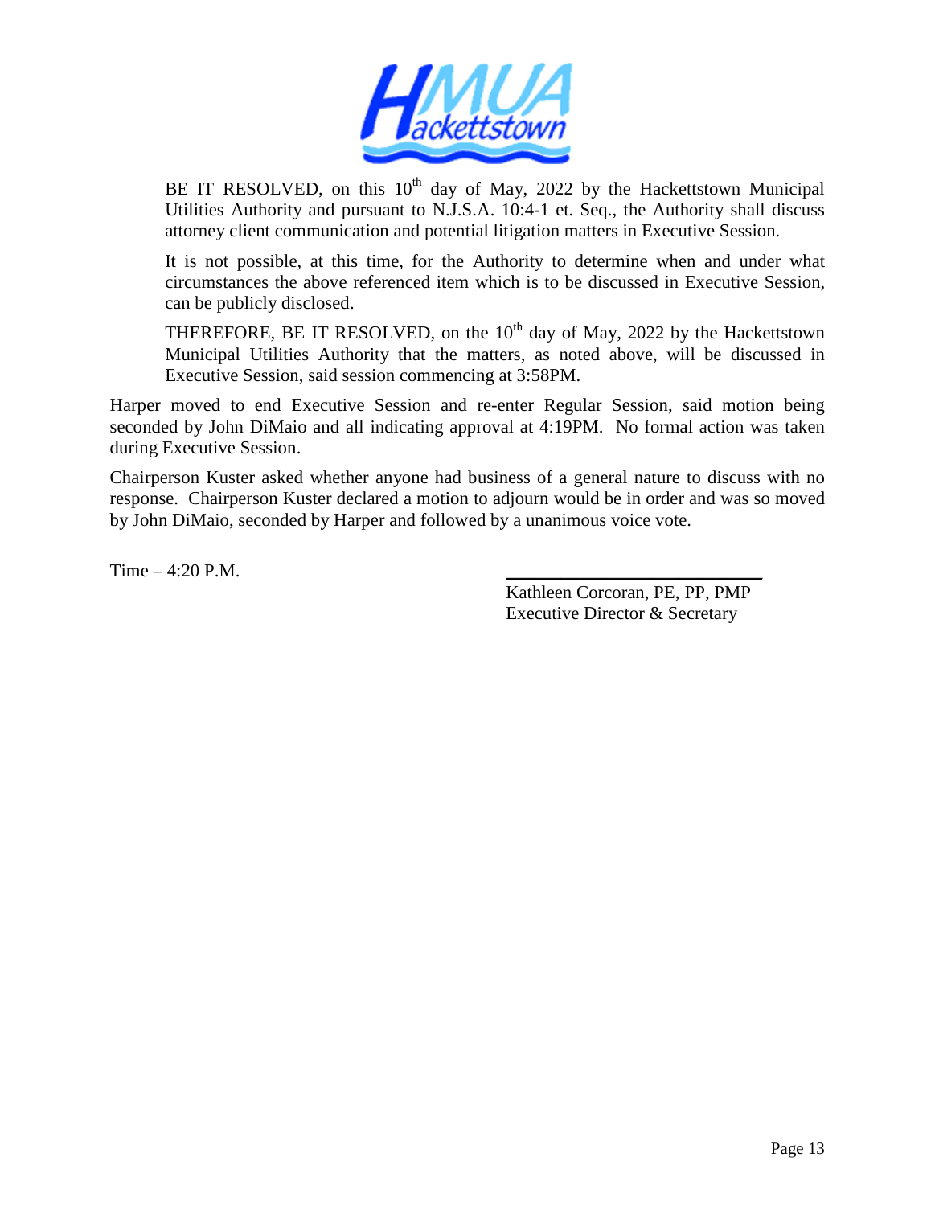BE IT RESOLVED, on this 10th day of May, 2022 by the Hackettstown Municipal Utilities Authority and pursuant to N.J.S.A. 10:4-1 et. Seq., the Authority shall discuss attorney client communication and potential litigation matters in Executive Session.

It is not possible, at this time, for the Authority to determine when and under what circumstances the above referenced item which is to be discussed in Executive Session, can be publicly disclosed.

THEREFORE, BE IT RESOLVED, on the 10th day of May, 2022 by the Hackettstown Municipal Utilities Authority that the matters, as noted above, will be discussed in Executive Session, said session commencing at 3:58PM.

Harper moved to end Executive Session and re-enter Regular Session, said motion being seconded by John DiMaio and all indicating approval at 4:19PM. No formal action was taken during Executive Session.

Chairperson Kuster asked whether anyone had business of a general nature to discuss with no response. Chairperson Kuster declared a motion to adjourn would be in order and was so moved by John DiMaio, seconded by Harper and followed by a unanimous voice vote.

Time – 4:20 P.M.

Kathleen Corcoran, PE, PP, PMP
Executive Director & Secretary